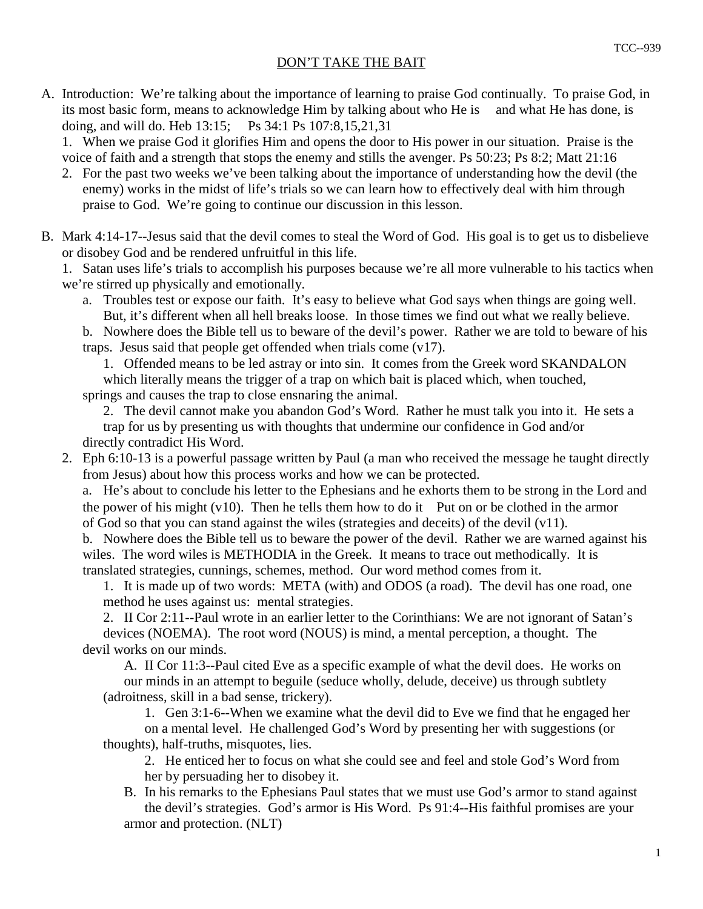# DON'T TAKE THE BAIT

A. Introduction: We're talking about the importance of learning to praise God continually. To praise God, in its most basic form, means to acknowledge Him by talking about who He is and what He has done, is doing, and will do. Heb 13:15; Ps 34:1 Ps 107:8,15,21,31

1. When we praise God it glorifies Him and opens the door to His power in our situation. Praise is the voice of faith and a strength that stops the enemy and stills the avenger. Ps 50:23; Ps 8:2; Matt 21:16
2. For the past two weeks we've been talking about the importance of understanding how the devil (the enemy) works in the midst of life's trials so we can learn how to effectively deal with him through praise to God. We're going to continue our discussion in this lesson.

B. Mark 4:14-17--Jesus said that the devil comes to steal the Word of God. His goal is to get us to disbelieve or disobey God and be rendered unfruitful in this life.

1. Satan uses life's trials to accomplish his purposes because we're all more vulnerable to his tactics when we're stirred up physically and emotionally.
   - a. Troubles test or expose our faith. It's easy to believe what God says when things are going well. But, it's different when all hell breaks loose. In those times we find out what we really believe.
   - b. Nowhere does the Bible tell us to beware of the devil's power. Rather we are told to beware of his traps. Jesus said that people get offended when trials come (v17).
     1. Offended means to be led astray or into sin. It comes from the Greek word SKANDALON which literally means the trigger of a trap on which bait is placed which, when touched, springs and causes the trap to close ensnaring the animal.
     2. The devil cannot make you abandon God's Word. Rather he must talk you into it. He sets a trap for us by presenting us with thoughts that undermine our confidence in God and/or directly contradict His Word.
2. Eph 6:10-13 is a powerful passage written by Paul (a man who received the message he taught directly from Jesus) about how this process works and how we can be protected.
   - a. He's about to conclude his letter to the Ephesians and he exhorts them to be strong in the Lord and the power of his might (v10). Then he tells them how to do it Put on or be clothed in the armor of God so that you can stand against the wiles (strategies and deceits) of the devil (v11).
   - b. Nowhere does the Bible tell us to beware the power of the devil. Rather we are warned against his wiles. The word wiles is METHODIA in the Greek. It means to trace out methodically. It is translated strategies, cunnings, schemes, method. Our word method comes from it.
     1. It is made up of two words: META (with) and ODOS (a road). The devil has one road, one method he uses against us: mental strategies.
     2. II Cor 2:11--Paul wrote in an earlier letter to the Corinthians: We are not ignorant of Satan's devices (NOEMA). The root word (NOUS) is mind, a mental perception, a thought. The devil works on our minds.
        - A. II Cor 11:3--Paul cited Eve as a specific example of what the devil does. He works on our minds in an attempt to beguile (seduce wholly, delude, deceive) us through subtlety (adroitness, skill in a bad sense, trickery).
          1. Gen 3:1-6--When we examine what the devil did to Eve we find that he engaged her on a mental level. He challenged God's Word by presenting her with suggestions (or thoughts), half-truths, misquotes, lies.
          2. He enticed her to focus on what she could see and feel and stole God's Word from her by persuading her to disobey it.
        - B. In his remarks to the Ephesians Paul states that we must use God's armor to stand against the devil's strategies. God's armor is His Word. Ps 91:4--His faithful promises are your armor and protection. (NLT)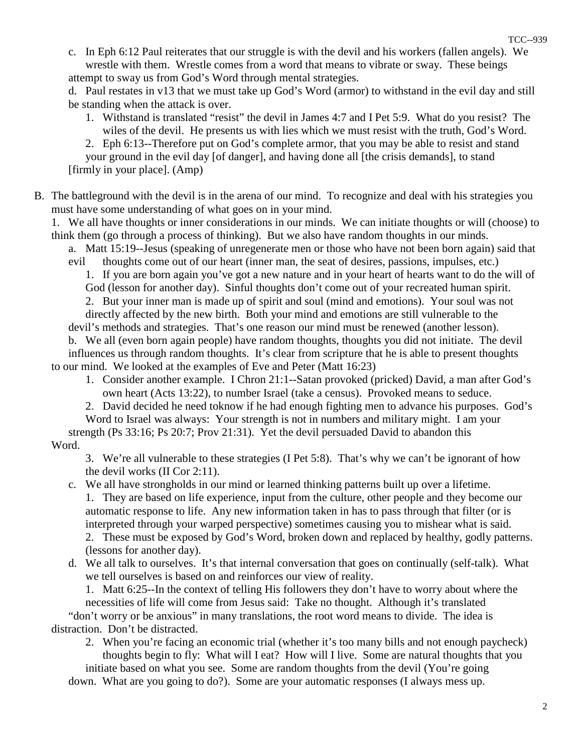c. In Eph 6:12 Paul reiterates that our struggle is with the devil and his workers (fallen angels). We wrestle with them. Wrestle comes from a word that means to vibrate or sway. These beings attempt to sway us from God's Word through mental strategies.

d. Paul restates in v13 that we must take up God's Word (armor) to withstand in the evil day and still be standing when the attack is over.

1. Withstand is translated "resist" the devil in James 4:7 and I Pet 5:9. What do you resist? The wiles of the devil. He presents us with lies which we must resist with the truth, God's Word.
2. Eph 6:13--Therefore put on God's complete armor, that you may be able to resist and stand your ground in the evil day [of danger], and having done all [the crisis demands], to stand [firmly in your place]. (Amp)

B. The battleground with the devil is in the arena of our mind. To recognize and deal with his strategies you must have some understanding of what goes on in your mind.

1. We all have thoughts or inner considerations in our minds. We can initiate thoughts or will (choose) to think them (go through a process of thinking). But we also have random thoughts in our minds.

a. Matt 15:19--Jesus (speaking of unregenerate men or those who have not been born again) said that evil thoughts come out of our heart (inner man, the seat of desires, passions, impulses, etc.)

1. If you are born again you've got a new nature and in your heart of hearts want to do the will of God (lesson for another day). Sinful thoughts don't come out of your recreated human spirit.
2. But your inner man is made up of spirit and soul (mind and emotions). Your soul was not directly affected by the new birth. Both your mind and emotions are still vulnerable to the devil's methods and strategies. That's one reason our mind must be renewed (another lesson).

b. We all (even born again people) have random thoughts, thoughts you did not initiate. The devil influences us through random thoughts. It's clear from scripture that he is able to present thoughts to our mind. We looked at the examples of Eve and Peter (Matt 16:23)

1. Consider another example. I Chron 21:1--Satan provoked (pricked) David, a man after God's own heart (Acts 13:22), to number Israel (take a census). Provoked means to seduce.
2. David decided he need toknow if he had enough fighting men to advance his purposes. God's Word to Israel was always: Your strength is not in numbers and military might. I am your strength (Ps 33:16; Ps 20:7; Prov 21:31). Yet the devil persuaded David to abandon this Word.
3. We're all vulnerable to these strategies (I Pet 5:8). That's why we can't be ignorant of how the devil works (II Cor 2:11).

c. We all have strongholds in our mind or learned thinking patterns built up over a lifetime.

1. They are based on life experience, input from the culture, other people and they become our automatic response to life. Any new information taken in has to pass through that filter (or is interpreted through your warped perspective) sometimes causing you to mishear what is said.
2. These must be exposed by God's Word, broken down and replaced by healthy, godly patterns. (lessons for another day).

d. We all talk to ourselves. It's that internal conversation that goes on continually (self-talk). What we tell ourselves is based on and reinforces our view of reality.

1. Matt 6:25--In the context of telling His followers they don't have to worry about where the necessities of life will come from Jesus said: Take no thought. Although it's translated "don't worry or be anxious" in many translations, the root word means to divide. The idea is distraction. Don't be distracted.
2. When you're facing an economic trial (whether it's too many bills and not enough paycheck) thoughts begin to fly: What will I eat? How will I live. Some are natural thoughts that you initiate based on what you see. Some are random thoughts from the devil (You're going down. What are you going to do?). Some are your automatic responses (I always mess up.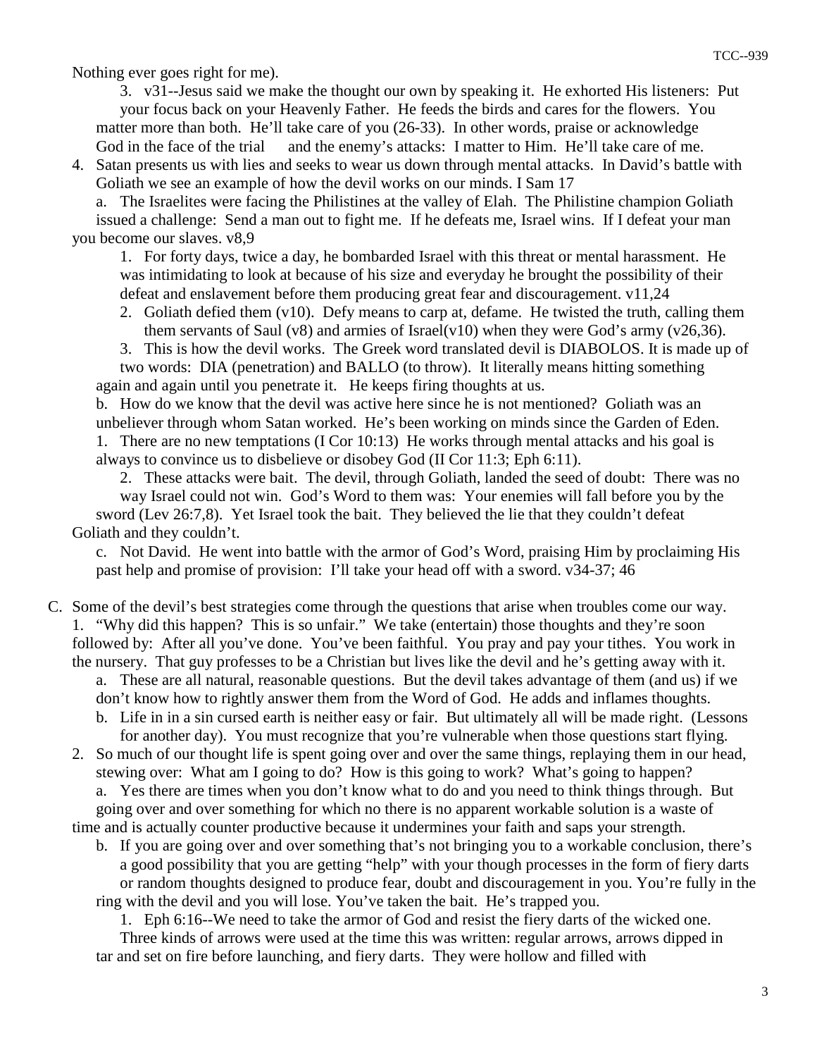Nothing ever goes right for me).

3. v31--Jesus said we make the thought our own by speaking it. He exhorted His listeners: Put your focus back on your Heavenly Father. He feeds the birds and cares for the flowers. You matter more than both. He'll take care of you (26-33). In other words, praise or acknowledge God in the face of the trial and the enemy's attacks: I matter to Him. He'll take care of me.

4. Satan presents us with lies and seeks to wear us down through mental attacks. In David's battle with Goliath we see an example of how the devil works on our minds. I Sam 17

a. The Israelites were facing the Philistines at the valley of Elah. The Philistine champion Goliath issued a challenge: Send a man out to fight me. If he defeats me, Israel wins. If I defeat your man you become our slaves. v8,9

1. For forty days, twice a day, he bombarded Israel with this threat or mental harassment. He was intimidating to look at because of his size and everyday he brought the possibility of their defeat and enslavement before them producing great fear and discouragement. v11,24

2. Goliath defied them (v10). Defy means to carp at, defame. He twisted the truth, calling them them servants of Saul (v8) and armies of Israel(v10) when they were God's army (v26,36).

3. This is how the devil works. The Greek word translated devil is DIABOLOS. It is made up of two words: DIA (penetration) and BALLO (to throw). It literally means hitting something again and again until you penetrate it. He keeps firing thoughts at us.

b. How do we know that the devil was active here since he is not mentioned? Goliath was an unbeliever through whom Satan worked. He's been working on minds since the Garden of Eden.

1. There are no new temptations (I Cor 10:13) He works through mental attacks and his goal is always to convince us to disbelieve or disobey God (II Cor 11:3; Eph 6:11).

2. These attacks were bait. The devil, through Goliath, landed the seed of doubt: There was no way Israel could not win. God's Word to them was: Your enemies will fall before you by the sword (Lev 26:7,8). Yet Israel took the bait. They believed the lie that they couldn't defeat Goliath and they couldn't.

c. Not David. He went into battle with the armor of God's Word, praising Him by proclaiming His past help and promise of provision: I'll take your head off with a sword. v34-37; 46

C. Some of the devil's best strategies come through the questions that arise when troubles come our way.

1. "Why did this happen? This is so unfair." We take (entertain) those thoughts and they're soon followed by: After all you've done. You've been faithful. You pray and pay your tithes. You work in the nursery. That guy professes to be a Christian but lives like the devil and he's getting away with it.

a. These are all natural, reasonable questions. But the devil takes advantage of them (and us) if we don't know how to rightly answer them from the Word of God. He adds and inflames thoughts.

b. Life in in a sin cursed earth is neither easy or fair. But ultimately all will be made right. (Lessons for another day). You must recognize that you're vulnerable when those questions start flying.

2. So much of our thought life is spent going over and over the same things, replaying them in our head, stewing over: What am I going to do? How is this going to work? What's going to happen?

a. Yes there are times when you don't know what to do and you need to think things through. But going over and over something for which no there is no apparent workable solution is a waste of time and is actually counter productive because it undermines your faith and saps your strength.

b. If you are going over and over something that's not bringing you to a workable conclusion, there's a good possibility that you are getting "help" with your though processes in the form of fiery darts or random thoughts designed to produce fear, doubt and discouragement in you. You're fully in the ring with the devil and you will lose. You've taken the bait. He's trapped you.

1. Eph 6:16--We need to take the armor of God and resist the fiery darts of the wicked one. Three kinds of arrows were used at the time this was written: regular arrows, arrows dipped in tar and set on fire before launching, and fiery darts. They were hollow and filled with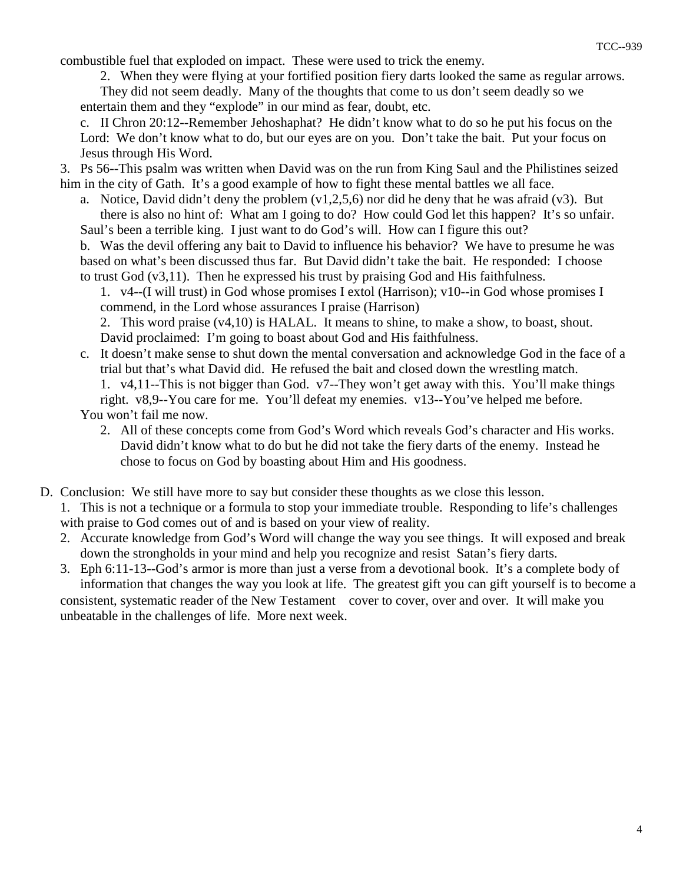combustible fuel that exploded on impact. These were used to trick the enemy.

2. When they were flying at your fortified position fiery darts looked the same as regular arrows. They did not seem deadly. Many of the thoughts that come to us don't seem deadly so we entertain them and they "explode" in our mind as fear, doubt, etc.

c. II Chron 20:12--Remember Jehoshaphat? He didn't know what to do so he put his focus on the Lord: We don't know what to do, but our eyes are on you. Don't take the bait. Put your focus on Jesus through His Word.

3. Ps 56--This psalm was written when David was on the run from King Saul and the Philistines seized him in the city of Gath. It's a good example of how to fight these mental battles we all face.

a. Notice, David didn't deny the problem (v1,2,5,6) nor did he deny that he was afraid (v3). But there is also no hint of: What am I going to do? How could God let this happen? It's so unfair. Saul's been a terrible king. I just want to do God's will. How can I figure this out?

b. Was the devil offering any bait to David to influence his behavior? We have to presume he was based on what's been discussed thus far. But David didn't take the bait. He responded: I choose to trust God (v3,11). Then he expressed his trust by praising God and His faithfulness.

1. v4--(I will trust) in God whose promises I extol (Harrison); v10--in God whose promises I commend, in the Lord whose assurances I praise (Harrison)

2. This word praise (v4,10) is HALAL. It means to shine, to make a show, to boast, shout. David proclaimed: I'm going to boast about God and His faithfulness.

c. It doesn't make sense to shut down the mental conversation and acknowledge God in the face of a trial but that's what David did. He refused the bait and closed down the wrestling match.

1. v4,11--This is not bigger than God. v7--They won't get away with this. You'll make things right. v8,9--You care for me. You'll defeat my enemies. v13--You've helped me before. You won't fail me now.

2. All of these concepts come from God's Word which reveals God's character and His works. David didn't know what to do but he did not take the fiery darts of the enemy. Instead he chose to focus on God by boasting about Him and His goodness.

D. Conclusion: We still have more to say but consider these thoughts as we close this lesson.

1. This is not a technique or a formula to stop your immediate trouble. Responding to life's challenges with praise to God comes out of and is based on your view of reality.

2. Accurate knowledge from God's Word will change the way you see things. It will exposed and break down the strongholds in your mind and help you recognize and resist Satan's fiery darts.

3. Eph 6:11-13--God's armor is more than just a verse from a devotional book. It's a complete body of information that changes the way you look at life. The greatest gift you can gift yourself is to become a consistent, systematic reader of the New Testament cover to cover, over and over. It will make you unbeatable in the challenges of life. More next week.